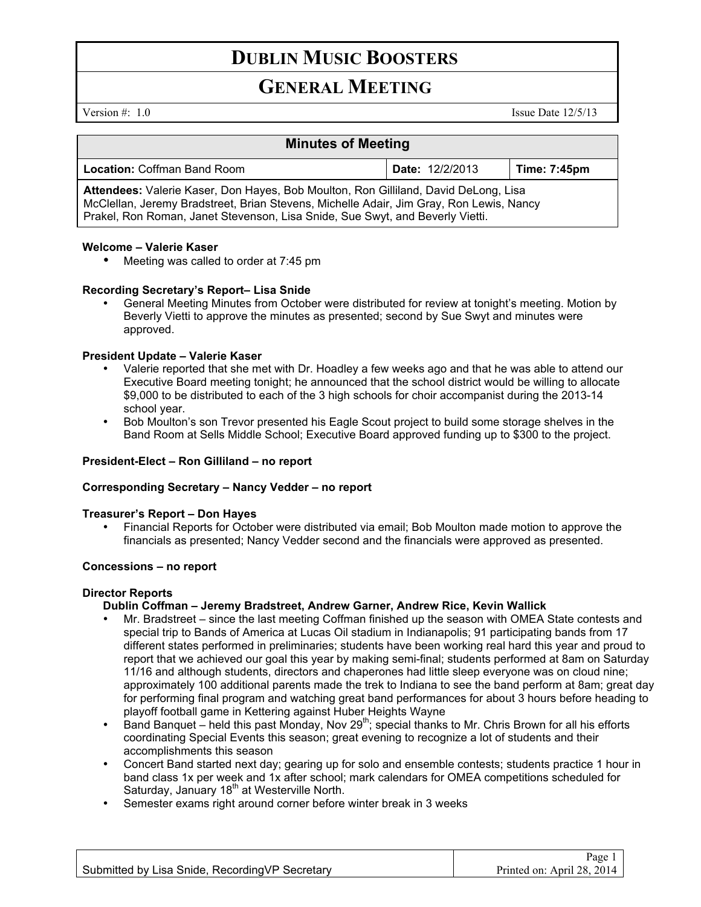# DUBLIN MUSIC BOOSTERS

## GENERAL MEETING

Version #: 1.0 Issue Date 12/5/13

| Minutes of Meeting | | |
|---|---|---|
| **Location:** Coffman Band Room | **Date:** 12/2/2013 | **Time: 7:45pm** |
| **Attendees:** Valerie Kaser, Don Hayes, Bob Moulton, Ron Gilliland, David DeLong, Lisa McClellan, Jeremy Bradstreet, Brian Stevens, Michelle Adair, Jim Gray, Ron Lewis, Nancy Prakel, Ron Roman, Janet Stevenson, Lisa Snide, Sue Swyt, and Beverly Vietti. | | |

**Welcome – Valerie Kaser**

- Meeting was called to order at 7:45 pm

**Recording Secretary's Report– Lisa Snide**

- General Meeting Minutes from October were distributed for review at tonight's meeting. Motion by Beverly Vietti to approve the minutes as presented; second by Sue Swyt and minutes were approved.

**President Update – Valerie Kaser**

- Valerie reported that she met with Dr. Hoadley a few weeks ago and that he was able to attend our Executive Board meeting tonight; he announced that the school district would be willing to allocate $9,000 to be distributed to each of the 3 high schools for choir accompanist during the 2013-14 school year.
- Bob Moulton's son Trevor presented his Eagle Scout project to build some storage shelves in the Band Room at Sells Middle School; Executive Board approved funding up to $300 to the project.

**President-Elect – Ron Gilliland – no report**

**Corresponding Secretary – Nancy Vedder – no report**

**Treasurer's Report – Don Hayes**

- Financial Reports for October were distributed via email; Bob Moulton made motion to approve the financials as presented; Nancy Vedder second and the financials were approved as presented.

**Concessions – no report**

**Director Reports**

**Dublin Coffman – Jeremy Bradstreet, Andrew Garner, Andrew Rice, Kevin Wallick**

- Mr. Bradstreet – since the last meeting Coffman finished up the season with OMEA State contests and special trip to Bands of America at Lucas Oil stadium in Indianapolis; 91 participating bands from 17 different states performed in preliminaries; students have been working real hard this year and proud to report that we achieved our goal this year by making semi-final; students performed at 8am on Saturday 11/16 and although students, directors and chaperones had little sleep everyone was on cloud nine; approximately 100 additional parents made the trek to Indiana to see the band perform at 8am; great day for performing final program and watching great band performances for about 3 hours before heading to playoff football game in Kettering against Huber Heights Wayne
- Band Banquet – held this past Monday, Nov 29th; special thanks to Mr. Chris Brown for all his efforts coordinating Special Events this season; great evening to recognize a lot of students and their accomplishments this season
- Concert Band started next day; gearing up for solo and ensemble contests; students practice 1 hour in band class 1x per week and 1x after school; mark calendars for OMEA competitions scheduled for Saturday, January 18th at Westerville North.
- Semester exams right around corner before winter break in 3 weeks

Submitted by Lisa Snide, RecordingVP Secretary — Printed on: April 28, 2014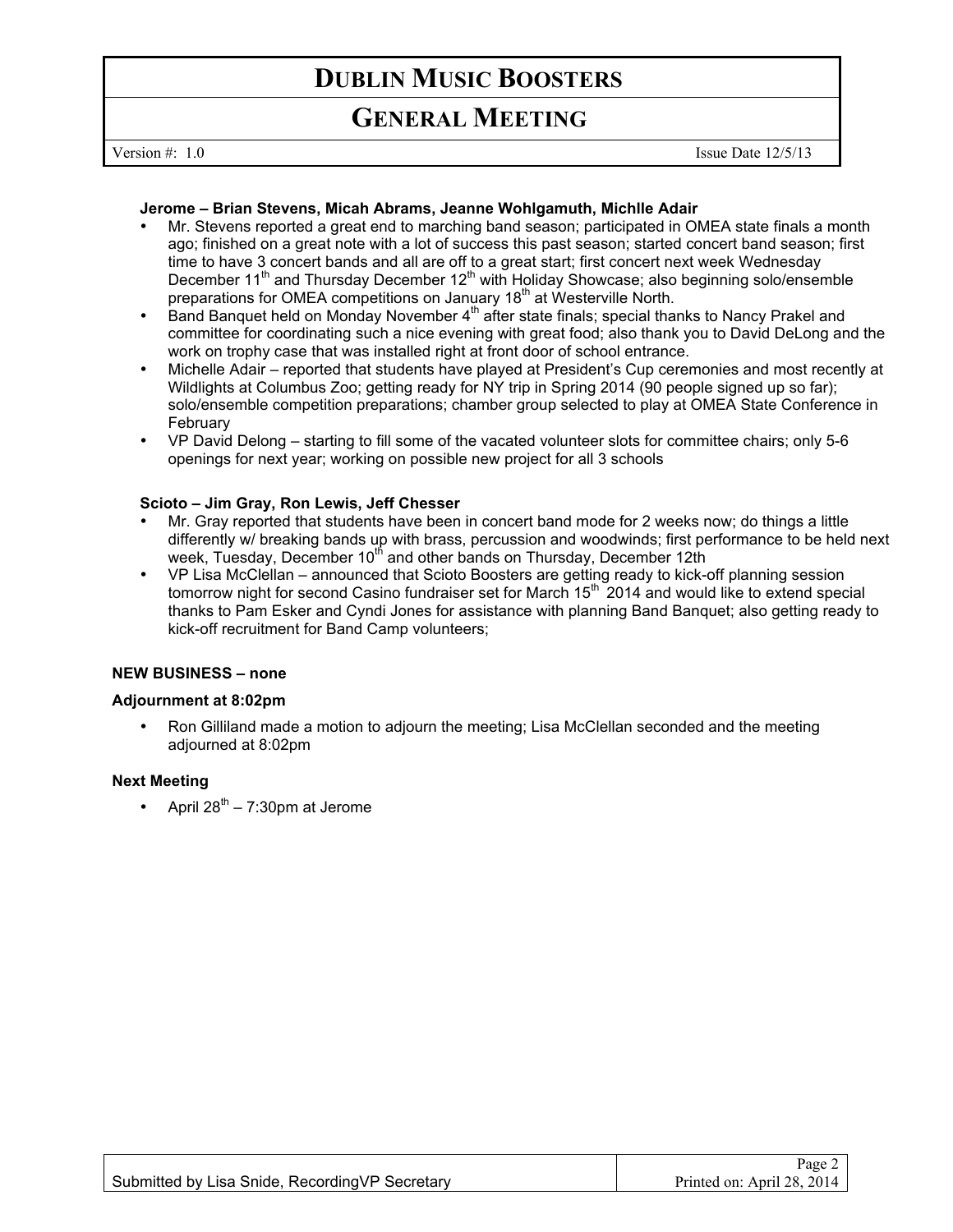**Jerome – Brian Stevens, Micah Abrams, Jeanne Wohlgamuth, Michlle Adair**

- Mr. Stevens reported a great end to marching band season; participated in OMEA state finals a month ago; finished on a great note with a lot of success this past season; started concert band season; first time to have 3 concert bands and all are off to a great start; first concert next week Wednesday December 11th and Thursday December 12th with Holiday Showcase; also beginning solo/ensemble preparations for OMEA competitions on January 18th at Westerville North.
- Band Banquet held on Monday November 4th after state finals; special thanks to Nancy Prakel and committee for coordinating such a nice evening with great food; also thank you to David DeLong and the work on trophy case that was installed right at front door of school entrance.
- Michelle Adair – reported that students have played at President's Cup ceremonies and most recently at Wildlights at Columbus Zoo; getting ready for NY trip in Spring 2014 (90 people signed up so far); solo/ensemble competition preparations; chamber group selected to play at OMEA State Conference in February
- VP David Delong – starting to fill some of the vacated volunteer slots for committee chairs; only 5-6 openings for next year; working on possible new project for all 3 schools

**Scioto – Jim Gray, Ron Lewis, Jeff Chesser**

- Mr. Gray reported that students have been in concert band mode for 2 weeks now; do things a little differently w/ breaking bands up with brass, percussion and woodwinds; first performance to be held next week, Tuesday, December 10th and other bands on Thursday, December 12th
- VP Lisa McClellan – announced that Scioto Boosters are getting ready to kick-off planning session tomorrow night for second Casino fundraiser set for March 15th 2014 and would like to extend special thanks to Pam Esker and Cyndi Jones for assistance with planning Band Banquet; also getting ready to kick-off recruitment for Band Camp volunteers;

**NEW BUSINESS – none**

**Adjournment at 8:02pm**

- Ron Gilliland made a motion to adjourn the meeting; Lisa McClellan seconded and the meeting adjourned at 8:02pm

**Next Meeting**

- April 28th – 7:30pm at Jerome

Submitted by Lisa Snide, RecordingVP Secretary